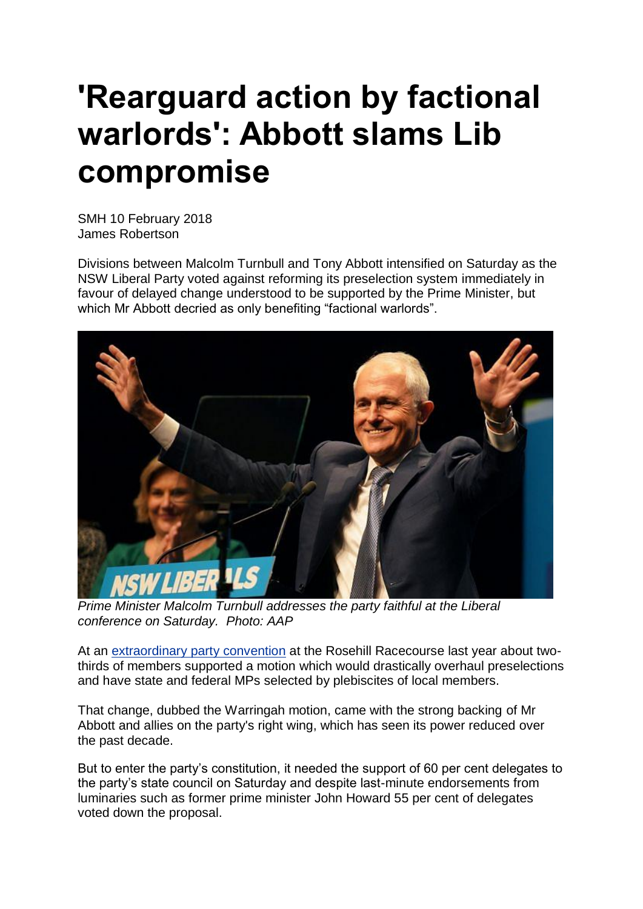# 'Rearguard action by factional warlords': Abbott slams Lib compromise

SMH 10 February 2018
James Robertson

Divisions between Malcolm Turnbull and Tony Abbott intensified on Saturday as the NSW Liberal Party voted against reforming its preselection system immediately in favour of delayed change understood to be supported by the Prime Minister, but which Mr Abbott decried as only benefiting "factional warlords".

*Prime Minister Malcolm Turnbull addresses the party faithful at the Liberal conference on Saturday. Photo: AAP*

At an extraordinary party convention at the Rosehill Racecourse last year about two-thirds of members supported a motion which would drastically overhaul preselections and have state and federal MPs selected by plebiscites of local members.

That change, dubbed the Warringah motion, came with the strong backing of Mr Abbott and allies on the party's right wing, which has seen its power reduced over the past decade.

But to enter the party's constitution, it needed the support of 60 per cent delegates to the party's state council on Saturday and despite last-minute endorsements from luminaries such as former prime minister John Howard 55 per cent of delegates voted down the proposal.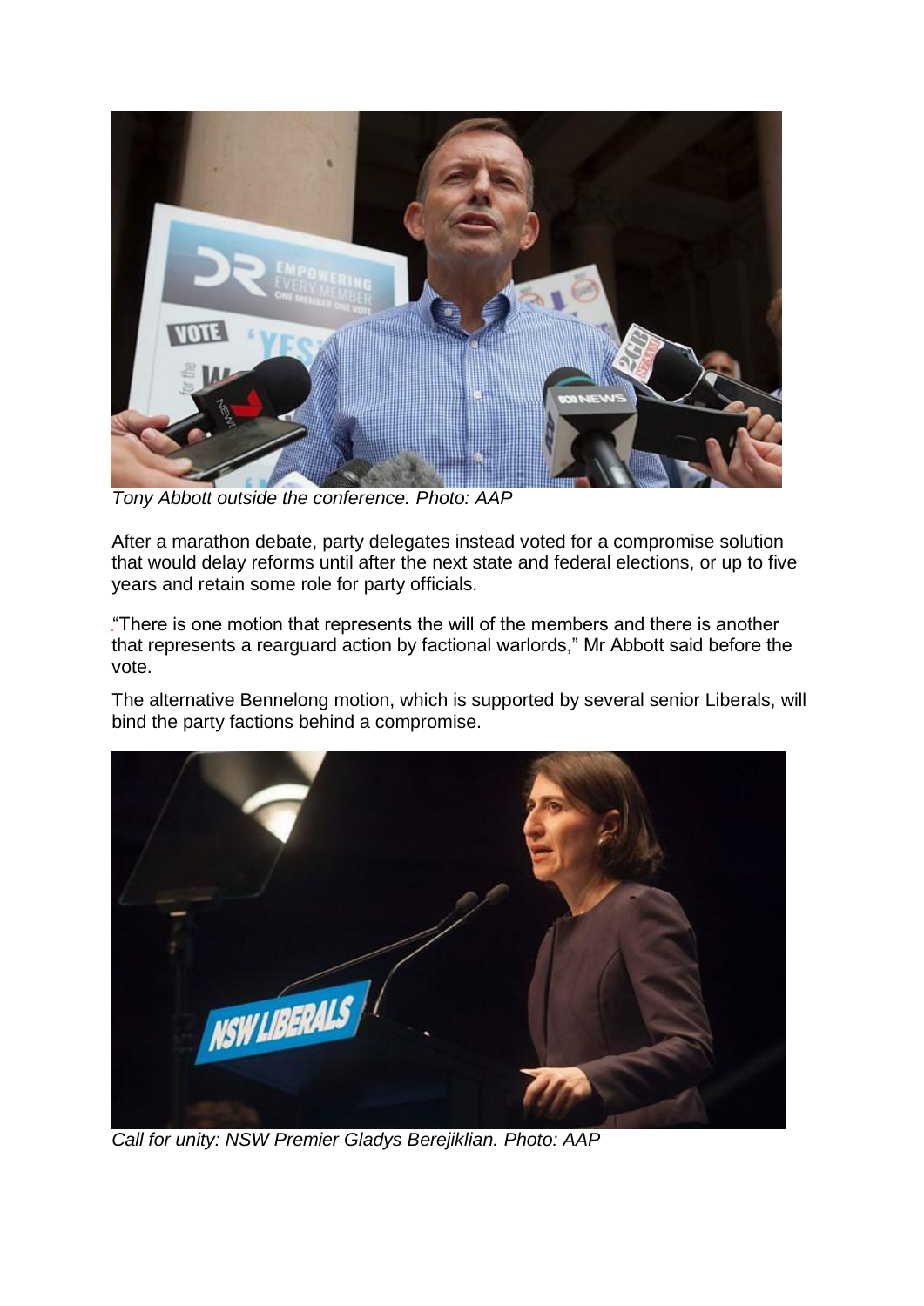*Tony Abbott outside the conference. Photo: AAP*

After a marathon debate, party delegates instead voted for a compromise solution that would delay reforms until after the next state and federal elections, or up to five years and retain some role for party officials.

"There is one motion that represents the will of the members and there is another that represents a rearguard action by factional warlords," Mr Abbott said before the vote.

The alternative Bennelong motion, which is supported by several senior Liberals, will bind the party factions behind a compromise.

*Call for unity: NSW Premier Gladys Berejiklian. Photo: AAP*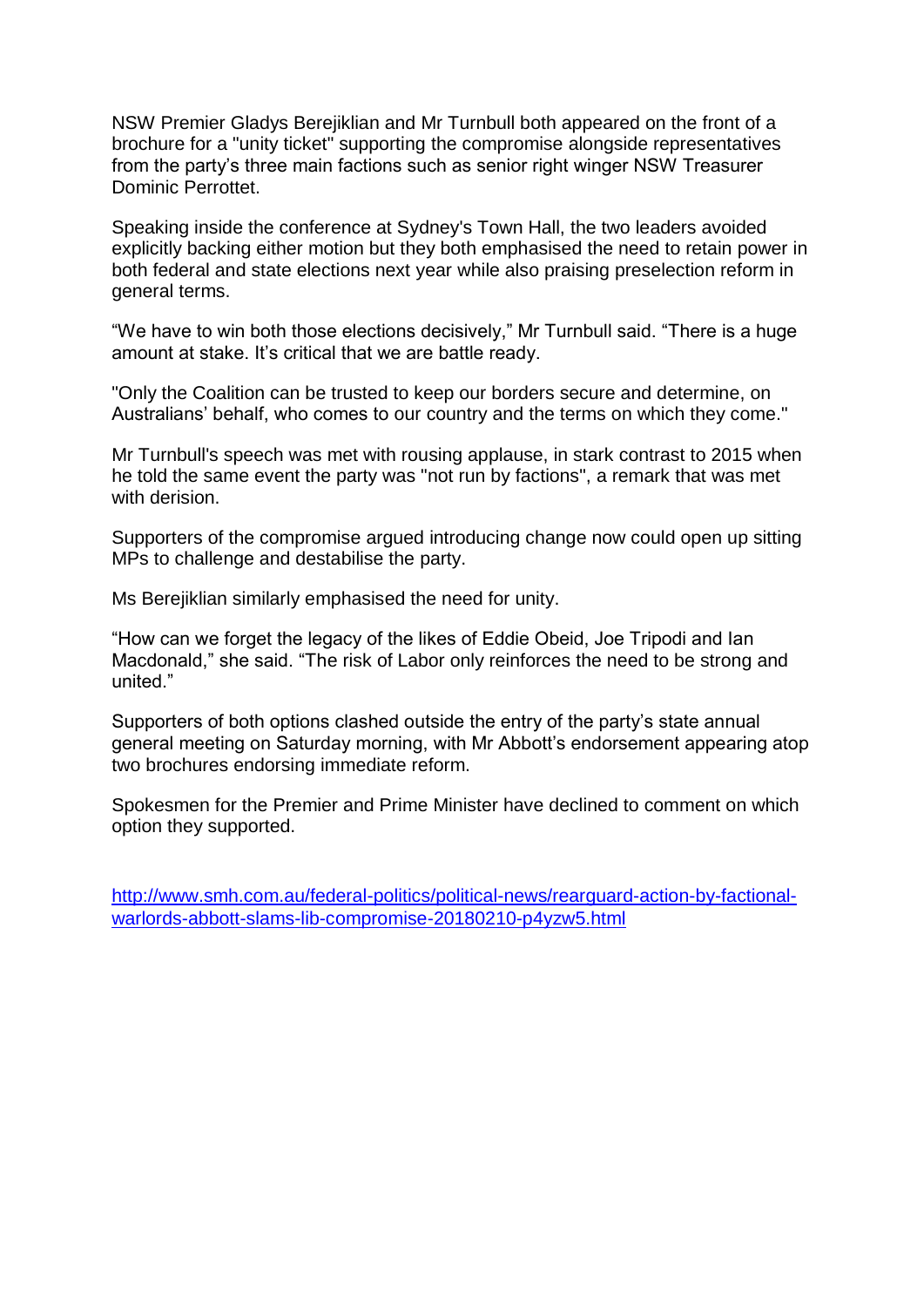NSW Premier Gladys Berejiklian and Mr Turnbull both appeared on the front of a brochure for a "unity ticket" supporting the compromise alongside representatives from the party's three main factions such as senior right winger NSW Treasurer Dominic Perrottet.

Speaking inside the conference at Sydney's Town Hall, the two leaders avoided explicitly backing either motion but they both emphasised the need to retain power in both federal and state elections next year while also praising preselection reform in general terms.

"We have to win both those elections decisively," Mr Turnbull said. "There is a huge amount at stake. It's critical that we are battle ready.

"Only the Coalition can be trusted to keep our borders secure and determine, on Australians' behalf, who comes to our country and the terms on which they come."

Mr Turnbull's speech was met with rousing applause, in stark contrast to 2015 when he told the same event the party was "not run by factions", a remark that was met with derision.

Supporters of the compromise argued introducing change now could open up sitting MPs to challenge and destabilise the party.

Ms Berejiklian similarly emphasised the need for unity.

"How can we forget the legacy of the likes of Eddie Obeid, Joe Tripodi and Ian Macdonald," she said. "The risk of Labor only reinforces the need to be strong and united."

Supporters of both options clashed outside the entry of the party's state annual general meeting on Saturday morning, with Mr Abbott's endorsement appearing atop two brochures endorsing immediate reform.

Spokesmen for the Premier and Prime Minister have declined to comment on which option they supported.

[http://www.smh.com.au/federal-politics/political-news/rearguard-action-by-factional-warlords-abbott-slams-lib-compromise-20180210-p4yzw5.html](http://www.smh.com.au/federal-politics/political-news/rearguard-action-by-factional-warlords-abbott-slams-lib-compromise-20180210-p4yzw5.html)